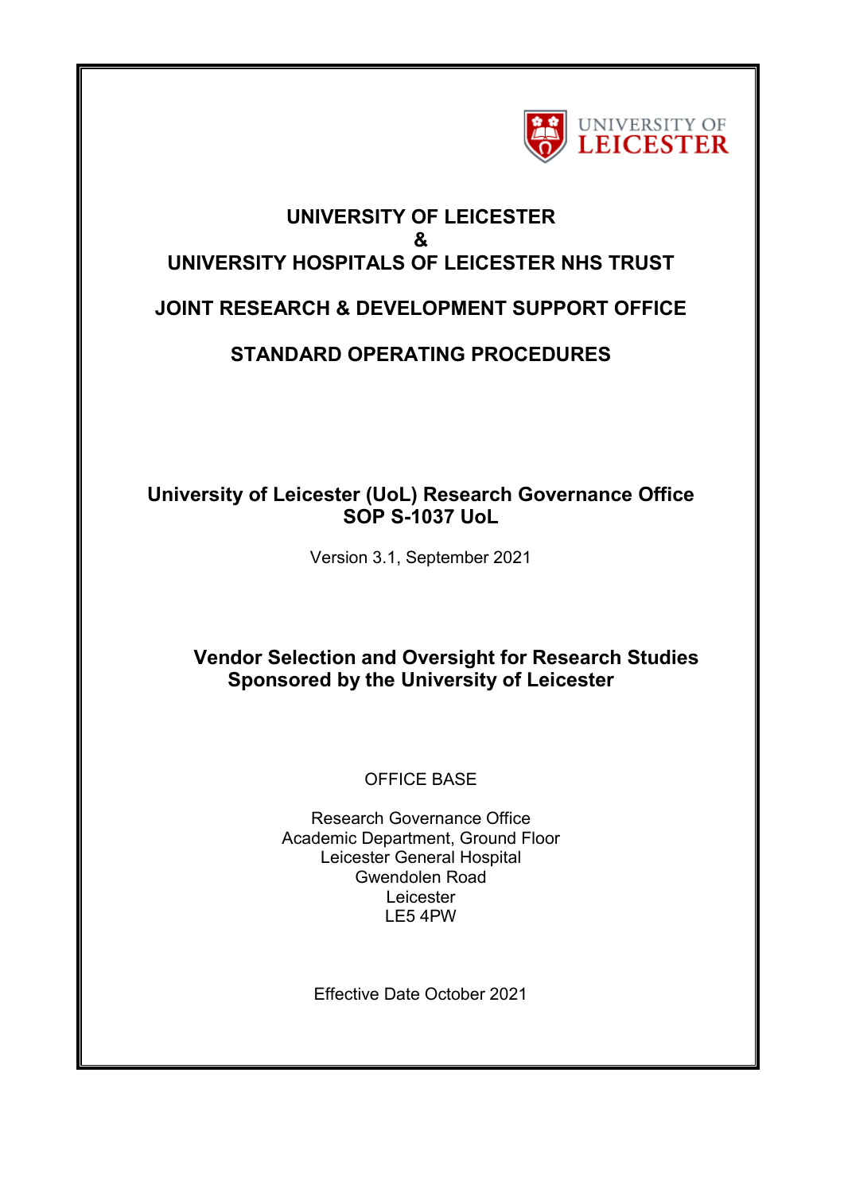UNIVERSITY OF LEICESTER

# UNIVERSITY OF LEICESTER
# &
# UNIVERSITY HOSPITALS OF LEICESTER NHS TRUST

## JOINT RESEARCH & DEVELOPMENT SUPPORT OFFICE

## STANDARD OPERATING PROCEDURES

**University of Leicester (UoL) Research Governance Office**
**SOP S-1037 UoL**

Version 3.1, September 2021

**Vendor Selection and Oversight for Research Studies Sponsored by the University of Leicester**

OFFICE BASE

Research Governance Office
Academic Department, Ground Floor
Leicester General Hospital
Gwendolen Road
Leicester
LE5 4PW

Effective Date October 2021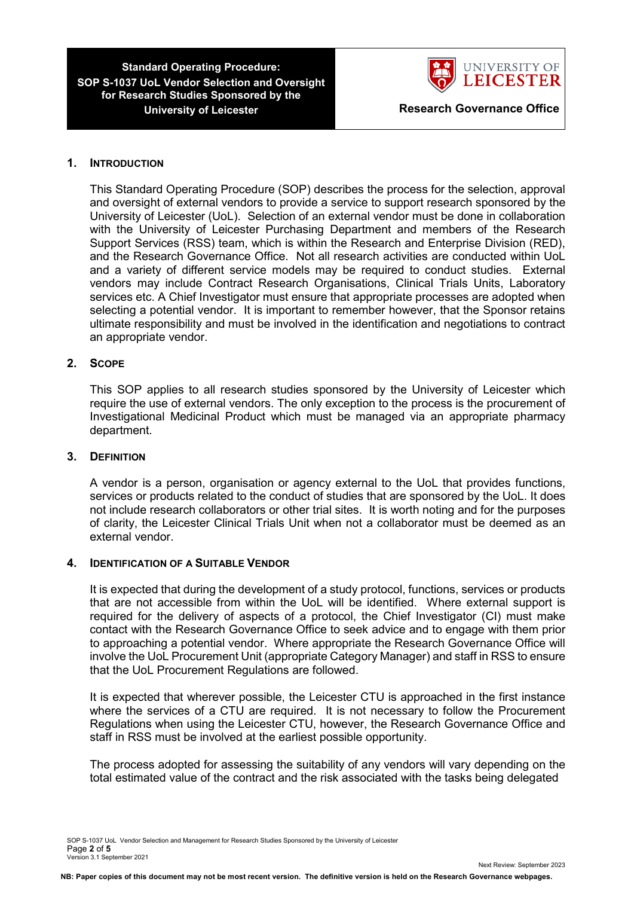## 1. INTRODUCTION

This Standard Operating Procedure (SOP) describes the process for the selection, approval and oversight of external vendors to provide a service to support research sponsored by the University of Leicester (UoL). Selection of an external vendor must be done in collaboration with the University of Leicester Purchasing Department and members of the Research Support Services (RSS) team, which is within the Research and Enterprise Division (RED), and the Research Governance Office. Not all research activities are conducted within UoL and a variety of different service models may be required to conduct studies. External vendors may include Contract Research Organisations, Clinical Trials Units, Laboratory services etc. A Chief Investigator must ensure that appropriate processes are adopted when selecting a potential vendor. It is important to remember however, that the Sponsor retains ultimate responsibility and must be involved in the identification and negotiations to contract an appropriate vendor.

## 2. SCOPE

This SOP applies to all research studies sponsored by the University of Leicester which require the use of external vendors. The only exception to the process is the procurement of Investigational Medicinal Product which must be managed via an appropriate pharmacy department.

## 3. DEFINITION

A vendor is a person, organisation or agency external to the UoL that provides functions, services or products related to the conduct of studies that are sponsored by the UoL. It does not include research collaborators or other trial sites. It is worth noting and for the purposes of clarity, the Leicester Clinical Trials Unit when not a collaborator must be deemed as an external vendor.

## 4. IDENTIFICATION OF A SUITABLE VENDOR

It is expected that during the development of a study protocol, functions, services or products that are not accessible from within the UoL will be identified. Where external support is required for the delivery of aspects of a protocol, the Chief Investigator (CI) must make contact with the Research Governance Office to seek advice and to engage with them prior to approaching a potential vendor. Where appropriate the Research Governance Office will involve the UoL Procurement Unit (appropriate Category Manager) and staff in RSS to ensure that the UoL Procurement Regulations are followed.

It is expected that wherever possible, the Leicester CTU is approached in the first instance where the services of a CTU are required. It is not necessary to follow the Procurement Regulations when using the Leicester CTU, however, the Research Governance Office and staff in RSS must be involved at the earliest possible opportunity.

The process adopted for assessing the suitability of any vendors will vary depending on the total estimated value of the contract and the risk associated with the tasks being delegated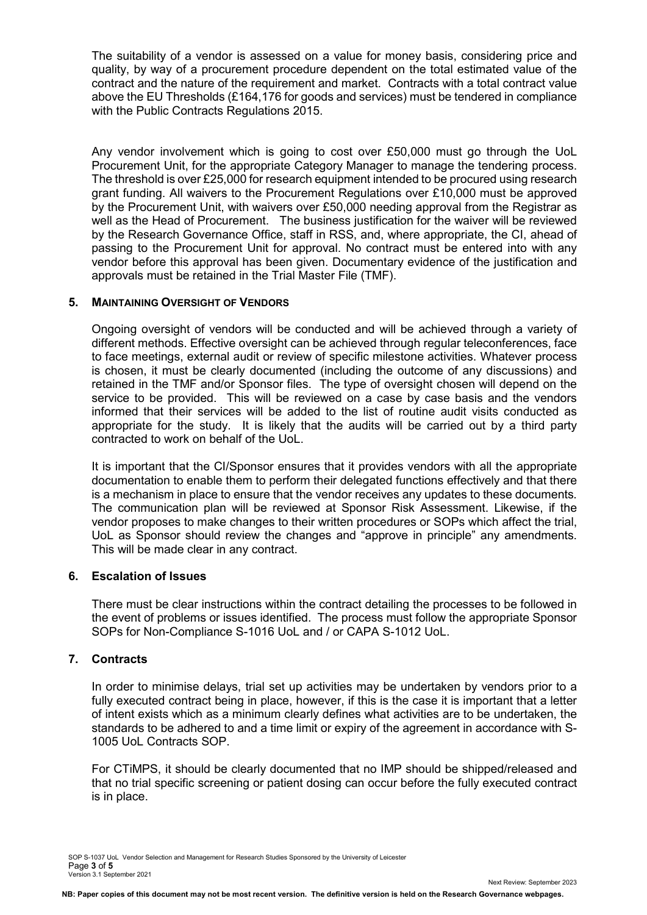The suitability of a vendor is assessed on a value for money basis, considering price and quality, by way of a procurement procedure dependent on the total estimated value of the contract and the nature of the requirement and market. Contracts with a total contract value above the EU Thresholds (£164,176 for goods and services) must be tendered in compliance with the Public Contracts Regulations 2015.

Any vendor involvement which is going to cost over £50,000 must go through the UoL Procurement Unit, for the appropriate Category Manager to manage the tendering process. The threshold is over £25,000 for research equipment intended to be procured using research grant funding. All waivers to the Procurement Regulations over £10,000 must be approved by the Procurement Unit, with waivers over £50,000 needing approval from the Registrar as well as the Head of Procurement. The business justification for the waiver will be reviewed by the Research Governance Office, staff in RSS, and, where appropriate, the CI, ahead of passing to the Procurement Unit for approval. No contract must be entered into with any vendor before this approval has been given. Documentary evidence of the justification and approvals must be retained in the Trial Master File (TMF).

## 5. MAINTAINING OVERSIGHT OF VENDORS

Ongoing oversight of vendors will be conducted and will be achieved through a variety of different methods. Effective oversight can be achieved through regular teleconferences, face to face meetings, external audit or review of specific milestone activities. Whatever process is chosen, it must be clearly documented (including the outcome of any discussions) and retained in the TMF and/or Sponsor files. The type of oversight chosen will depend on the service to be provided. This will be reviewed on a case by case basis and the vendors informed that their services will be added to the list of routine audit visits conducted as appropriate for the study. It is likely that the audits will be carried out by a third party contracted to work on behalf of the UoL.

It is important that the CI/Sponsor ensures that it provides vendors with all the appropriate documentation to enable them to perform their delegated functions effectively and that there is a mechanism in place to ensure that the vendor receives any updates to these documents. The communication plan will be reviewed at Sponsor Risk Assessment. Likewise, if the vendor proposes to make changes to their written procedures or SOPs which affect the trial, UoL as Sponsor should review the changes and "approve in principle" any amendments. This will be made clear in any contract.

## 6. Escalation of Issues

There must be clear instructions within the contract detailing the processes to be followed in the event of problems or issues identified. The process must follow the appropriate Sponsor SOPs for Non-Compliance S-1016 UoL and / or CAPA S-1012 UoL.

## 7. Contracts

In order to minimise delays, trial set up activities may be undertaken by vendors prior to a fully executed contract being in place, however, if this is the case it is important that a letter of intent exists which as a minimum clearly defines what activities are to be undertaken, the standards to be adhered to and a time limit or expiry of the agreement in accordance with S-1005 UoL Contracts SOP.

For CTiMPS, it should be clearly documented that no IMP should be shipped/released and that no trial specific screening or patient dosing can occur before the fully executed contract is in place.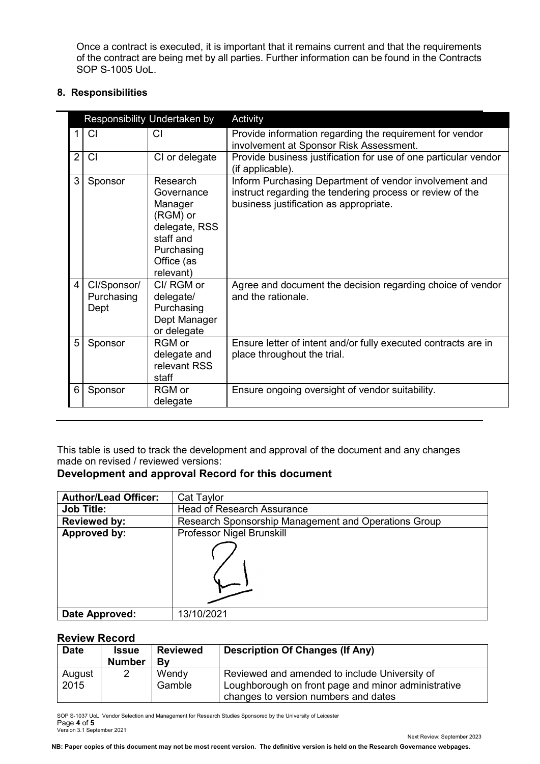Once a contract is executed, it is important that it remains current and that the requirements of the contract are being met by all parties. Further information can be found in the Contracts SOP S-1005 UoL.

**8. Responsibilities**

| | Responsibility | Undertaken by | Activity |
|---|---|---|---|
| 1 | CI | CI | Provide information regarding the requirement for vendor involvement at Sponsor Risk Assessment. |
| 2 | CI | CI or delegate | Provide business justification for use of one particular vendor (if applicable). |
| 3 | Sponsor | Research Governance Manager (RGM) or delegate, RSS staff and Purchasing Office (as relevant) | Inform Purchasing Department of vendor involvement and instruct regarding the tendering process or review of the business justification as appropriate. |
| 4 | CI/Sponsor/ Purchasing Dept | CI/ RGM or delegate/ Purchasing Dept Manager or delegate | Agree and document the decision regarding choice of vendor and the rationale. |
| 5 | Sponsor | RGM or delegate and relevant RSS staff | Ensure letter of intent and/or fully executed contracts are in place throughout the trial. |
| 6 | Sponsor | RGM or delegate | Ensure ongoing oversight of vendor suitability. |

This table is used to track the development and approval of the document and any changes made on revised / reviewed versions:

### Development and approval Record for this document

| **Author/Lead Officer:** | Cat Taylor |
|---|---|
| **Job Title:** | Head of Research Assurance |
| **Reviewed by:** | Research Sponsorship Management and Operations Group |
| **Approved by:** | Professor Nigel Brunskill |
| **Date Approved:** | 13/10/2021 |

### Review Record

| **Date** | **Issue Number** | **Reviewed By** | **Description Of Changes (If Any)** |
|---|---|---|---|
| August 2015 | 2 | Wendy Gamble | Reviewed and amended to include University of Loughborough on front page and minor administrative changes to version numbers and dates |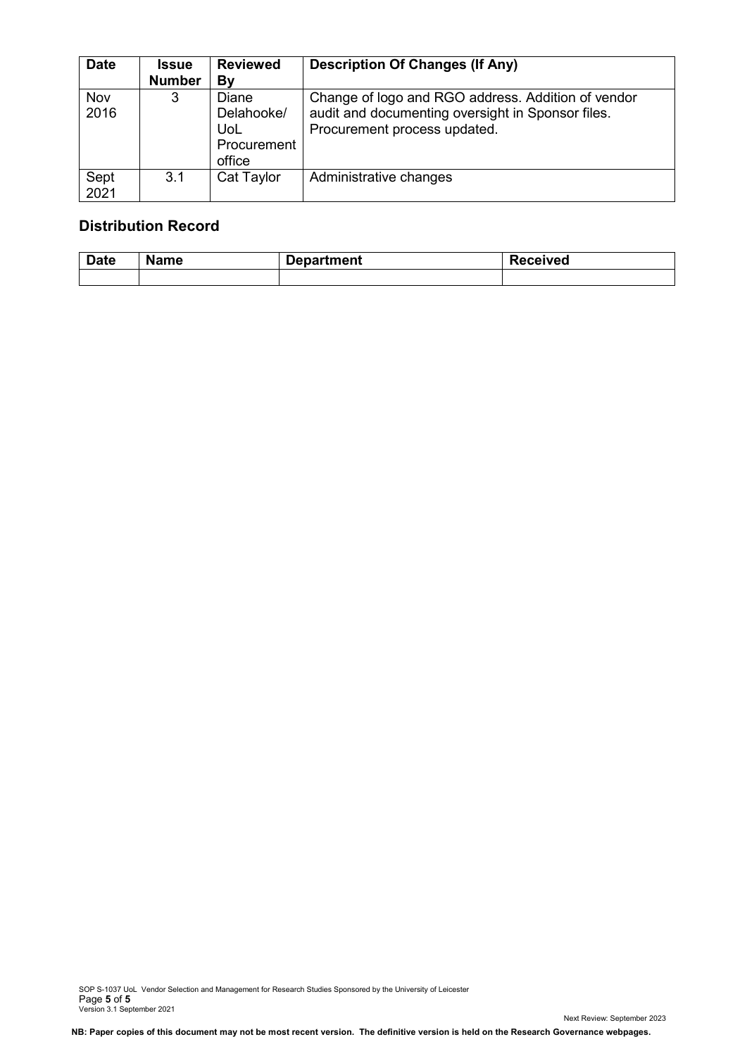| Date | Issue Number | Reviewed By | Description Of Changes (If Any) |
|---|---|---|---|
| Nov 2016 | 3 | Diane Delahooke/ UoL Procurement office | Change of logo and RGO address. Addition of vendor audit and documenting oversight in Sponsor files. Procurement process updated. |
| Sept 2021 | 3.1 | Cat Taylor | Administrative changes |

## Distribution Record

| Date | Name | Department | Received |
|---|---|---|---|
| | | | |